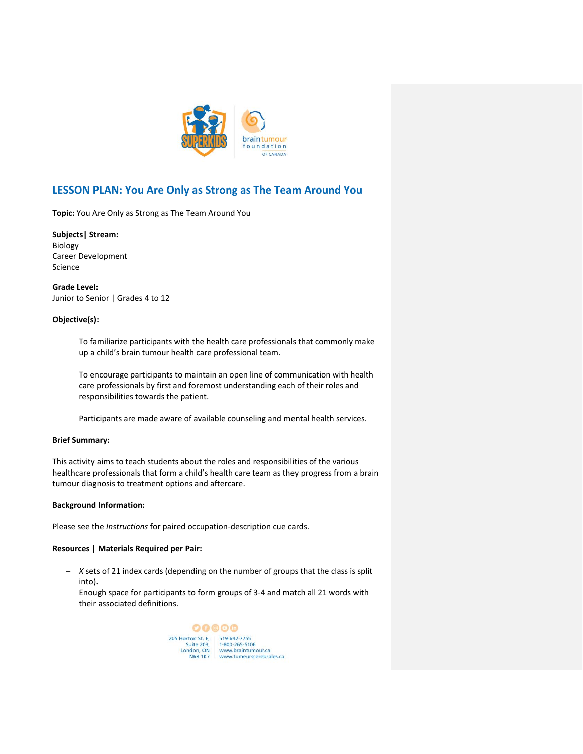# LESSON PLAN: You Are Only as Strong as The Team Around You

**Topic:** You Are Only as Strong as The Team Around You

**Subjects| Stream:**
Biology
Career Development
Science

**Grade Level:**
Junior to Senior | Grades 4 to 12

**Objective(s):**

- To familiarize participants with the health care professionals that commonly make up a child's brain tumour health care professional team.
- To encourage participants to maintain an open line of communication with health care professionals by first and foremost understanding each of their roles and responsibilities towards the patient.
- Participants are made aware of available counseling and mental health services.

**Brief Summary:**

This activity aims to teach students about the roles and responsibilities of the various healthcare professionals that form a child's health care team as they progress from a brain tumour diagnosis to treatment options and aftercare.

**Background Information:**

Please see the *Instructions* for paired occupation-description cue cards.

**Resources | Materials Required per Pair:**

- *X* sets of 21 index cards (depending on the number of groups that the class is split into).
- Enough space for participants to form groups of 3-4 and match all 21 words with their associated definitions.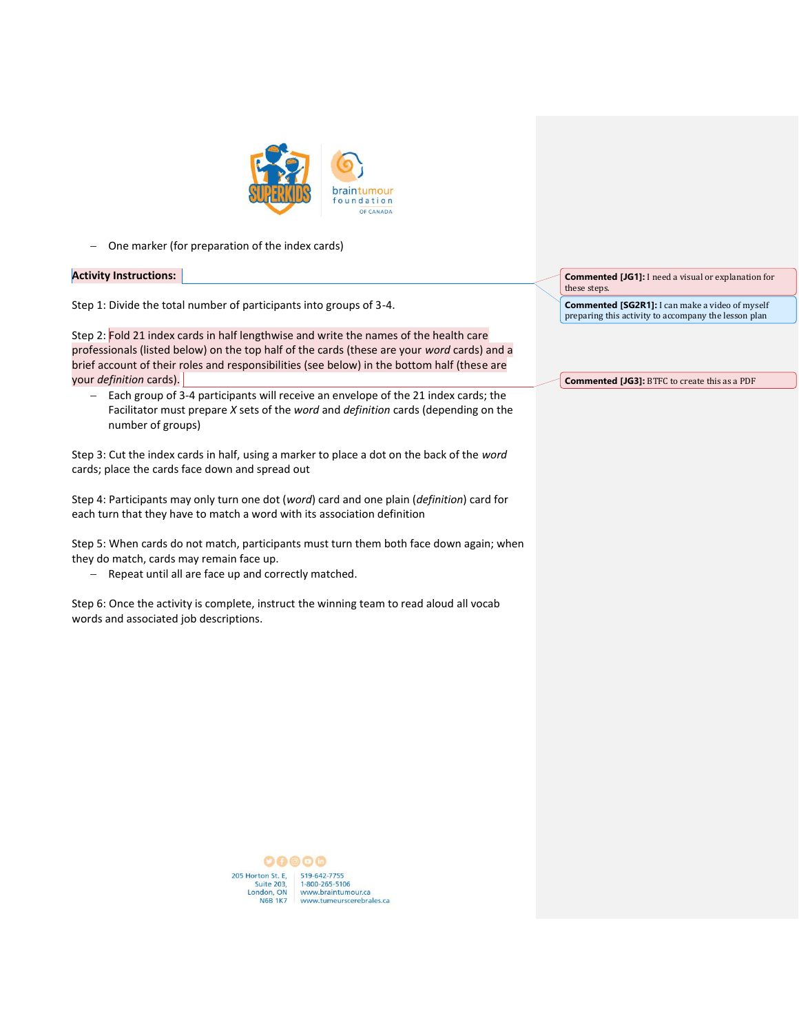- One marker (for preparation of the index cards)

**Activity Instructions:**

Step 1: Divide the total number of participants into groups of 3-4.

Step 2: Fold 21 index cards in half lengthwise and write the names of the health care professionals (listed below) on the top half of the cards (these are your *word* cards) and a brief account of their roles and responsibilities (see below) in the bottom half (these are your *definition* cards).

- Each group of 3-4 participants will receive an envelope of the 21 index cards; the Facilitator must prepare *X* sets of the *word* and *definition* cards (depending on the number of groups)

Step 3: Cut the index cards in half, using a marker to place a dot on the back of the *word* cards; place the cards face down and spread out

Step 4: Participants may only turn one dot (*word*) card and one plain (*definition*) card for each turn that they have to match a word with its association definition

Step 5: When cards do not match, participants must turn them both face down again; when they do match, cards may remain face up.

- Repeat until all are face up and correctly matched.

Step 6: Once the activity is complete, instruct the winning team to read aloud all vocab words and associated job descriptions.

**Commented [JG1]:** I need a visual or explanation for these steps.

**Commented [SG2R1]:** I can make a video of myself preparing this activity to accompany the lesson plan

**Commented [JG3]:** BTFC to create this as a PDF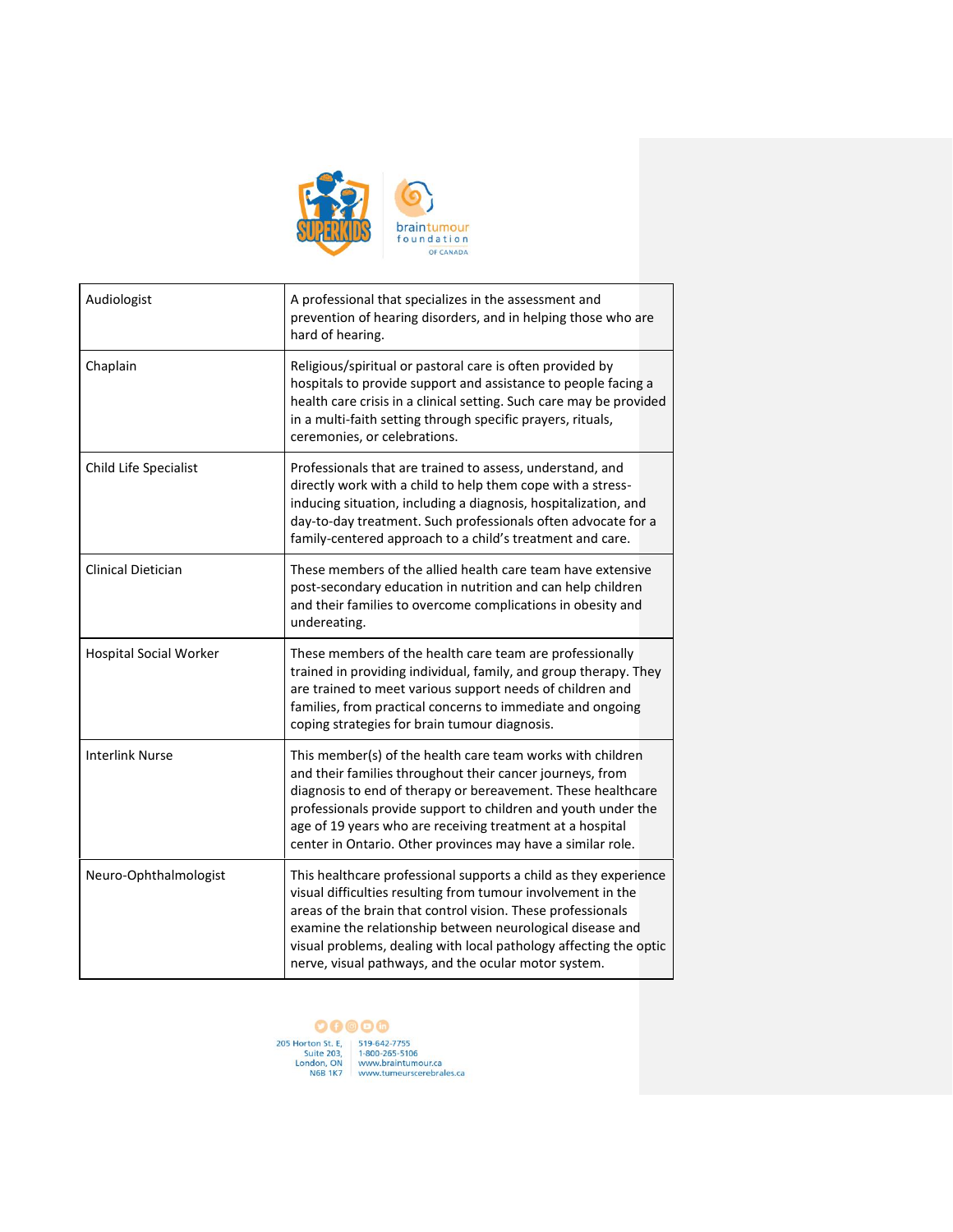| Audiologist | A professional that specializes in the assessment and prevention of hearing disorders, and in helping those who are hard of hearing. |
|---|---|
| Chaplain | Religious/spiritual or pastoral care is often provided by hospitals to provide support and assistance to people facing a health care crisis in a clinical setting. Such care may be provided in a multi-faith setting through specific prayers, rituals, ceremonies, or celebrations. |
| Child Life Specialist | Professionals that are trained to assess, understand, and directly work with a child to help them cope with a stress-inducing situation, including a diagnosis, hospitalization, and day-to-day treatment. Such professionals often advocate for a family-centered approach to a child's treatment and care. |
| Clinical Dietician | These members of the allied health care team have extensive post-secondary education in nutrition and can help children and their families to overcome complications in obesity and undereating. |
| Hospital Social Worker | These members of the health care team are professionally trained in providing individual, family, and group therapy. They are trained to meet various support needs of children and families, from practical concerns to immediate and ongoing coping strategies for brain tumour diagnosis. |
| Interlink Nurse | This member(s) of the health care team works with children and their families throughout their cancer journeys, from diagnosis to end of therapy or bereavement. These healthcare professionals provide support to children and youth under the age of 19 years who are receiving treatment at a hospital center in Ontario. Other provinces may have a similar role. |
| Neuro-Ophthalmologist | This healthcare professional supports a child as they experience visual difficulties resulting from tumour involvement in the areas of the brain that control vision. These professionals examine the relationship between neurological disease and visual problems, dealing with local pathology affecting the optic nerve, visual pathways, and the ocular motor system. |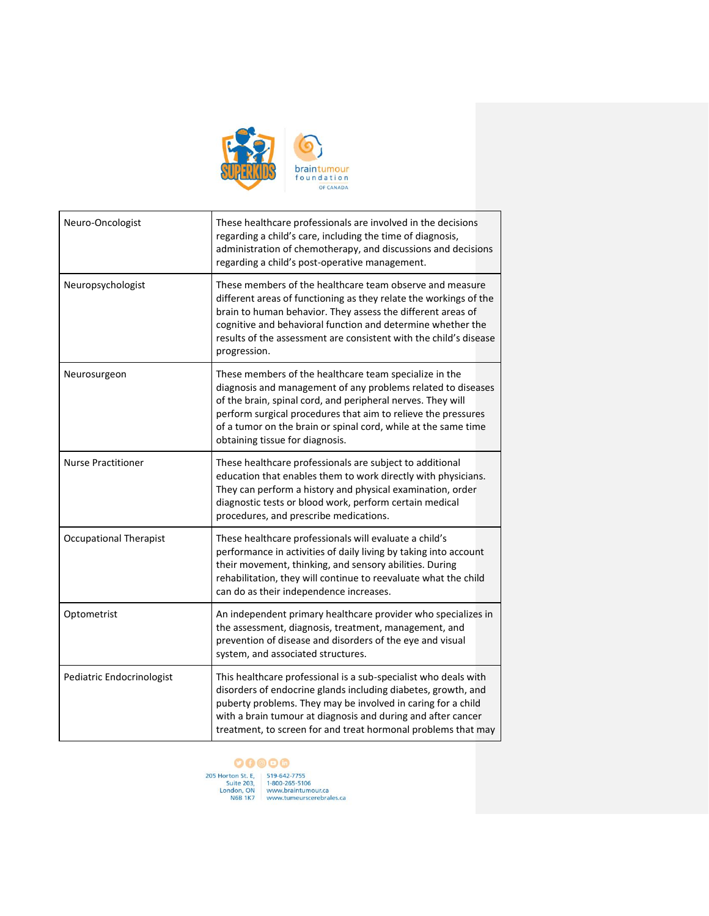| | |
|---|---|
| Neuro-Oncologist | These healthcare professionals are involved in the decisions regarding a child's care, including the time of diagnosis, administration of chemotherapy, and discussions and decisions regarding a child's post-operative management. |
| Neuropsychologist | These members of the healthcare team observe and measure different areas of functioning as they relate the workings of the brain to human behavior. They assess the different areas of cognitive and behavioral function and determine whether the results of the assessment are consistent with the child's disease progression. |
| Neurosurgeon | These members of the healthcare team specialize in the diagnosis and management of any problems related to diseases of the brain, spinal cord, and peripheral nerves. They will perform surgical procedures that aim to relieve the pressures of a tumor on the brain or spinal cord, while at the same time obtaining tissue for diagnosis. |
| Nurse Practitioner | These healthcare professionals are subject to additional education that enables them to work directly with physicians. They can perform a history and physical examination, order diagnostic tests or blood work, perform certain medical procedures, and prescribe medications. |
| Occupational Therapist | These healthcare professionals will evaluate a child's performance in activities of daily living by taking into account their movement, thinking, and sensory abilities. During rehabilitation, they will continue to reevaluate what the child can do as their independence increases. |
| Optometrist | An independent primary healthcare provider who specializes in the assessment, diagnosis, treatment, management, and prevention of disease and disorders of the eye and visual system, and associated structures. |
| Pediatric Endocrinologist | This healthcare professional is a sub-specialist who deals with disorders of endocrine glands including diabetes, growth, and puberty problems. They may be involved in caring for a child with a brain tumour at diagnosis and during and after cancer treatment, to screen for and treat hormonal problems that may |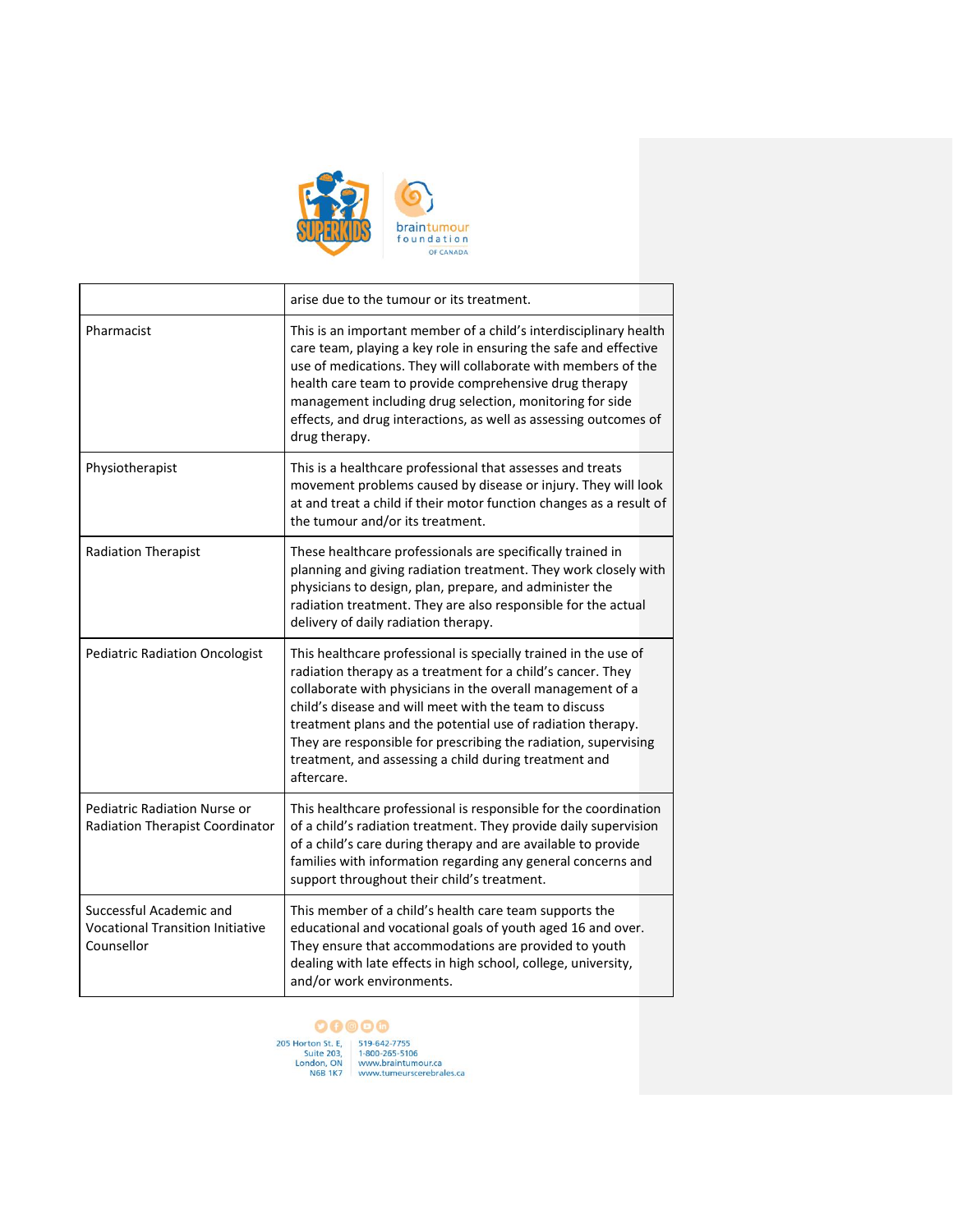| | |
|---|---|
| | arise due to the tumour or its treatment. |
| Pharmacist | This is an important member of a child's interdisciplinary health care team, playing a key role in ensuring the safe and effective use of medications. They will collaborate with members of the health care team to provide comprehensive drug therapy management including drug selection, monitoring for side effects, and drug interactions, as well as assessing outcomes of drug therapy. |
| Physiotherapist | This is a healthcare professional that assesses and treats movement problems caused by disease or injury. They will look at and treat a child if their motor function changes as a result of the tumour and/or its treatment. |
| Radiation Therapist | These healthcare professionals are specifically trained in planning and giving radiation treatment. They work closely with physicians to design, plan, prepare, and administer the radiation treatment. They are also responsible for the actual delivery of daily radiation therapy. |
| Pediatric Radiation Oncologist | This healthcare professional is specially trained in the use of radiation therapy as a treatment for a child's cancer. They collaborate with physicians in the overall management of a child's disease and will meet with the team to discuss treatment plans and the potential use of radiation therapy. They are responsible for prescribing the radiation, supervising treatment, and assessing a child during treatment and aftercare. |
| Pediatric Radiation Nurse or Radiation Therapist Coordinator | This healthcare professional is responsible for the coordination of a child's radiation treatment. They provide daily supervision of a child's care during therapy and are available to provide families with information regarding any general concerns and support throughout their child's treatment. |
| Successful Academic and Vocational Transition Initiative Counsellor | This member of a child's health care team supports the educational and vocational goals of youth aged 16 and over. They ensure that accommodations are provided to youth dealing with late effects in high school, college, university, and/or work environments. |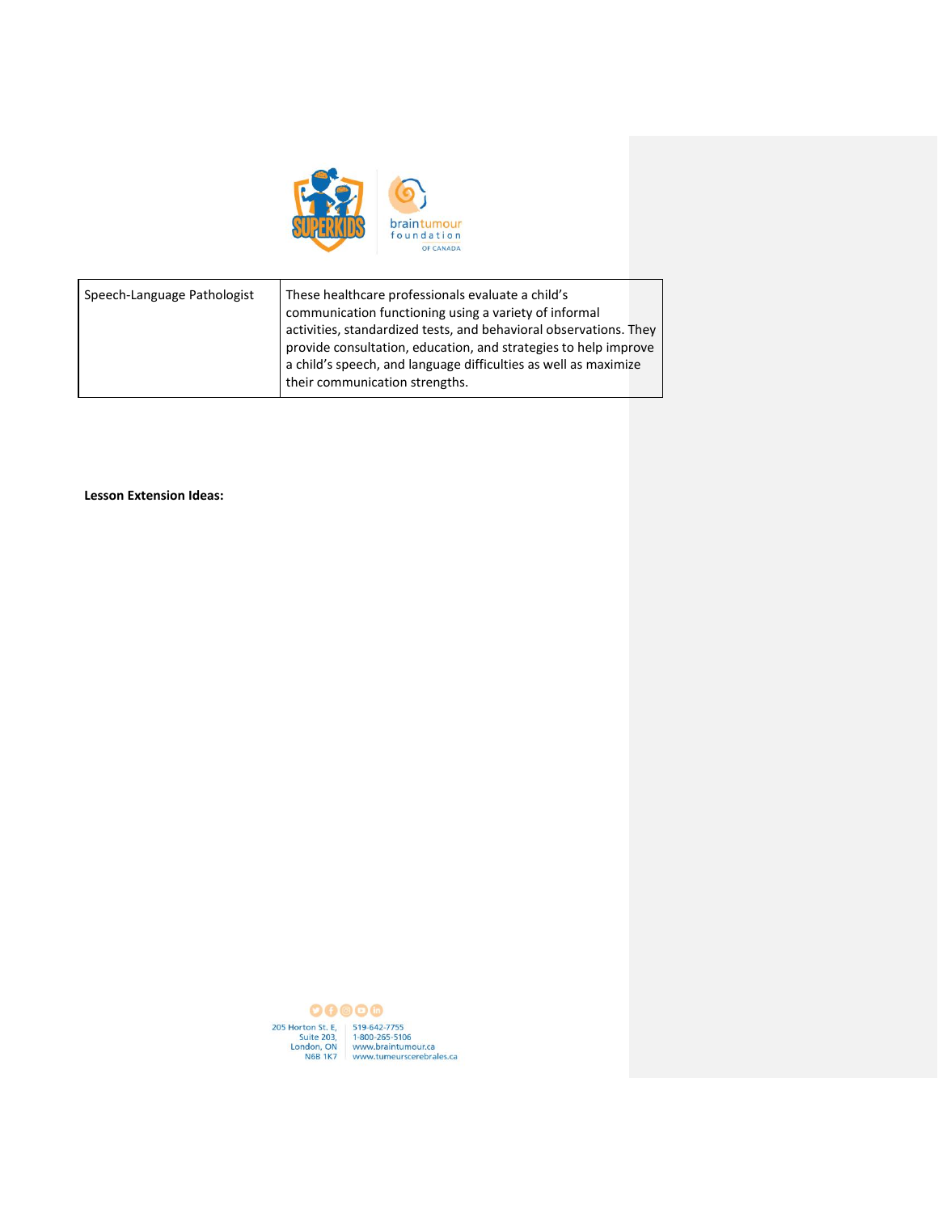| | |
|---|---|
| Speech-Language Pathologist | These healthcare professionals evaluate a child's communication functioning using a variety of informal activities, standardized tests, and behavioral observations. They provide consultation, education, and strategies to help improve a child's speech, and language difficulties as well as maximize their communication strengths. |

**Lesson Extension Ideas:**